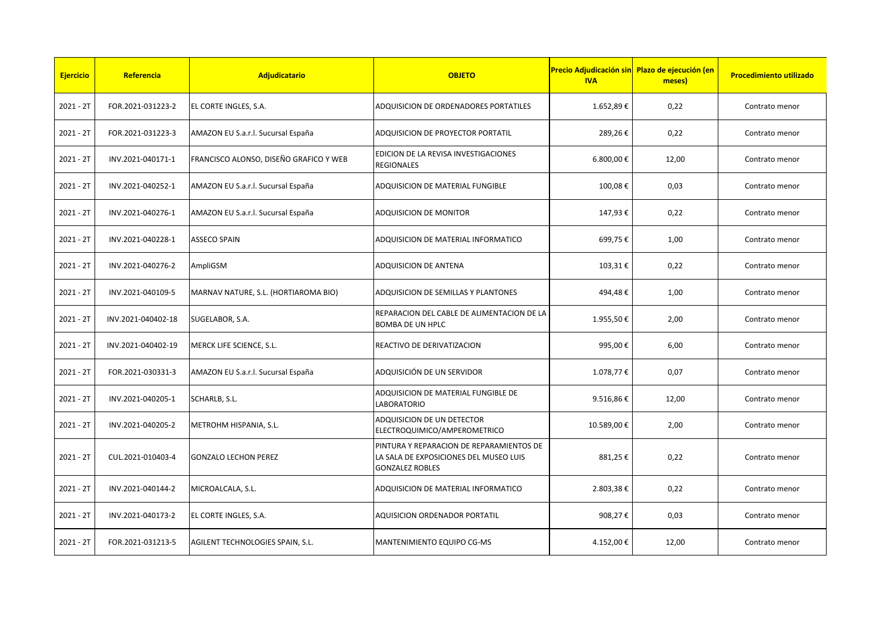| Ejercicio | Referencia | Adjudicatario | OBJETO | Precio Adjudicación sin IVA | Plazo de ejecución (en meses) | Procedimiento utilizado |
|---|---|---|---|---|---|---|
| 2021 - 2T | FOR.2021-031223-2 | EL CORTE INGLES, S.A. | ADQUISICION DE ORDENADORES PORTATILES | 1.652,89 € | 0,22 | Contrato menor |
| 2021 - 2T | FOR.2021-031223-3 | AMAZON EU S.a.r.l. Sucursal España | ADQUISICION DE PROYECTOR PORTATIL | 289,26 € | 0,22 | Contrato menor |
| 2021 - 2T | INV.2021-040171-1 | FRANCISCO ALONSO, DISEÑO GRAFICO Y WEB | EDICION DE LA REVISA INVESTIGACIONES REGIONALES | 6.800,00 € | 12,00 | Contrato menor |
| 2021 - 2T | INV.2021-040252-1 | AMAZON EU S.a.r.l. Sucursal España | ADQUISICION DE MATERIAL FUNGIBLE | 100,08 € | 0,03 | Contrato menor |
| 2021 - 2T | INV.2021-040276-1 | AMAZON EU S.a.r.l. Sucursal España | ADQUISICION DE MONITOR | 147,93 € | 0,22 | Contrato menor |
| 2021 - 2T | INV.2021-040228-1 | ASSECO SPAIN | ADQUISICION DE MATERIAL INFORMATICO | 699,75 € | 1,00 | Contrato menor |
| 2021 - 2T | INV.2021-040276-2 | AmpliGSM | ADQUISICION DE ANTENA | 103,31 € | 0,22 | Contrato menor |
| 2021 - 2T | INV.2021-040109-5 | MARNAV NATURE, S.L. (HORTIAROMA BIO) | ADQUISICION DE SEMILLAS Y PLANTONES | 494,48 € | 1,00 | Contrato menor |
| 2021 - 2T | INV.2021-040402-18 | SUGELABOR, S.A. | REPARACION DEL CABLE DE ALIMENTACION DE LA BOMBA DE UN HPLC | 1.955,50 € | 2,00 | Contrato menor |
| 2021 - 2T | INV.2021-040402-19 | MERCK LIFE SCIENCE, S.L. | REACTIVO DE DERIVATIZACION | 995,00 € | 6,00 | Contrato menor |
| 2021 - 2T | FOR.2021-030331-3 | AMAZON EU S.a.r.l. Sucursal España | ADQUISICIÓN DE UN SERVIDOR | 1.078,77 € | 0,07 | Contrato menor |
| 2021 - 2T | INV.2021-040205-1 | SCHARLB, S.L. | ADQUISICION DE MATERIAL FUNGIBLE DE LABORATORIO | 9.516,86 € | 12,00 | Contrato menor |
| 2021 - 2T | INV.2021-040205-2 | METROHM HISPANIA, S.L. | ADQUISICION DE UN DETECTOR ELECTROQUIMICO/AMPEROMETRICO | 10.589,00 € | 2,00 | Contrato menor |
| 2021 - 2T | CUL.2021-010403-4 | GONZALO LECHON PEREZ | PINTURA Y REPARACION DE REPARAMIENTOS DE LA SALA DE EXPOSICIONES DEL MUSEO LUIS GONZALEZ ROBLES | 881,25 € | 0,22 | Contrato menor |
| 2021 - 2T | INV.2021-040144-2 | MICROALCALA, S.L. | ADQUISICION DE MATERIAL INFORMATICO | 2.803,38 € | 0,22 | Contrato menor |
| 2021 - 2T | INV.2021-040173-2 | EL CORTE INGLES, S.A. | AQUISICION ORDENADOR PORTATIL | 908,27 € | 0,03 | Contrato menor |
| 2021 - 2T | FOR.2021-031213-5 | AGILENT TECHNOLOGIES SPAIN, S.L. | MANTENIMIENTO EQUIPO CG-MS | 4.152,00 € | 12,00 | Contrato menor |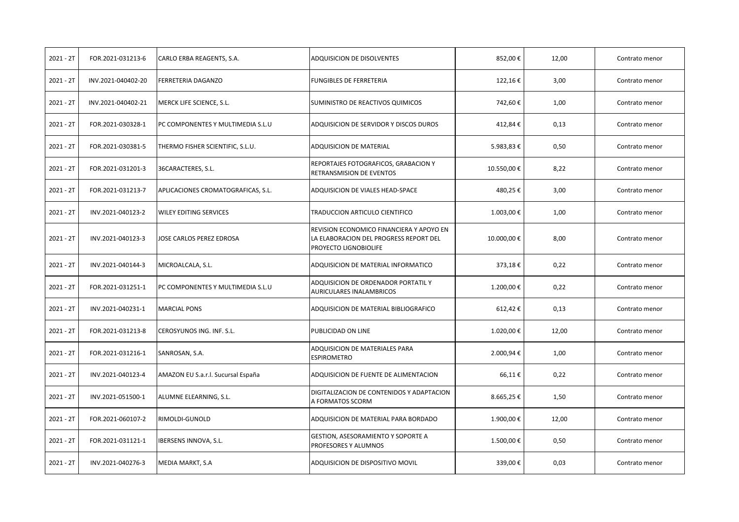| | | | | | | |
|---|---|---|---|---|---|---|
| 2021 - 2T | FOR.2021-031213-6 | CARLO ERBA REAGENTS, S.A. | ADQUISICION DE DISOLVENTES | 852,00 € | 12,00 | Contrato menor |
| 2021 - 2T | INV.2021-040402-20 | FERRETERIA DAGANZO | FUNGIBLES DE FERRETERIA | 122,16 € | 3,00 | Contrato menor |
| 2021 - 2T | INV.2021-040402-21 | MERCK LIFE SCIENCE, S.L. | SUMINISTRO DE REACTIVOS QUIMICOS | 742,60 € | 1,00 | Contrato menor |
| 2021 - 2T | FOR.2021-030328-1 | PC COMPONENTES Y MULTIMEDIA S.L.U | ADQUISICION DE SERVIDOR Y DISCOS DUROS | 412,84 € | 0,13 | Contrato menor |
| 2021 - 2T | FOR.2021-030381-5 | THERMO FISHER SCIENTIFIC, S.L.U. | ADQUISICION DE MATERIAL | 5.983,83 € | 0,50 | Contrato menor |
| 2021 - 2T | FOR.2021-031201-3 | 36CARACTERES, S.L. | REPORTAJES FOTOGRAFICOS, GRABACION Y RETRANSMISION DE EVENTOS | 10.550,00 € | 8,22 | Contrato menor |
| 2021 - 2T | FOR.2021-031213-7 | APLICACIONES CROMATOGRAFICAS, S.L. | ADQUISICION DE VIALES HEAD-SPACE | 480,25 € | 3,00 | Contrato menor |
| 2021 - 2T | INV.2021-040123-2 | WILEY EDITING SERVICES | TRADUCCION ARTICULO CIENTIFICO | 1.003,00 € | 1,00 | Contrato menor |
| 2021 - 2T | INV.2021-040123-3 | JOSE CARLOS PEREZ EDROSA | REVISION ECONOMICO FINANCIERA Y APOYO EN LA ELABORACION DEL PROGRESS REPORT DEL PROYECTO LIGNOBIOLIFE | 10.000,00 € | 8,00 | Contrato menor |
| 2021 - 2T | INV.2021-040144-3 | MICROALCALA, S.L. | ADQUISICION DE MATERIAL INFORMATICO | 373,18 € | 0,22 | Contrato menor |
| 2021 - 2T | FOR.2021-031251-1 | PC COMPONENTES Y MULTIMEDIA S.L.U | ADQUISICION DE ORDENADOR PORTATIL Y AURICULARES INALAMBRICOS | 1.200,00 € | 0,22 | Contrato menor |
| 2021 - 2T | INV.2021-040231-1 | MARCIAL PONS | ADQUISICION DE MATERIAL BIBLIOGRAFICO | 612,42 € | 0,13 | Contrato menor |
| 2021 - 2T | FOR.2021-031213-8 | CEROSYUNOS ING. INF. S.L. | PUBLICIDAD ON LINE | 1.020,00 € | 12,00 | Contrato menor |
| 2021 - 2T | FOR.2021-031216-1 | SANROSAN, S.A. | ADQUISICION DE MATERIALES PARA ESPIROMETRO | 2.000,94 € | 1,00 | Contrato menor |
| 2021 - 2T | INV.2021-040123-4 | AMAZON EU S.a.r.l. Sucursal España | ADQUISICION DE FUENTE DE ALIMENTACION | 66,11 € | 0,22 | Contrato menor |
| 2021 - 2T | INV.2021-051500-1 | ALUMNE ELEARNING, S.L. | DIGITALIZACION DE CONTENIDOS Y ADAPTACION A FORMATOS SCORM | 8.665,25 € | 1,50 | Contrato menor |
| 2021 - 2T | FOR.2021-060107-2 | RIMOLDI-GUNOLD | ADQUISICION DE MATERIAL PARA BORDADO | 1.900,00 € | 12,00 | Contrato menor |
| 2021 - 2T | FOR.2021-031121-1 | IBERSENS INNOVA, S.L. | GESTION, ASESORAMIENTO Y SOPORTE A PROFESORES Y ALUMNOS | 1.500,00 € | 0,50 | Contrato menor |
| 2021 - 2T | INV.2021-040276-3 | MEDIA MARKT, S.A | ADQUISICION DE DISPOSITIVO MOVIL | 339,00 € | 0,03 | Contrato menor |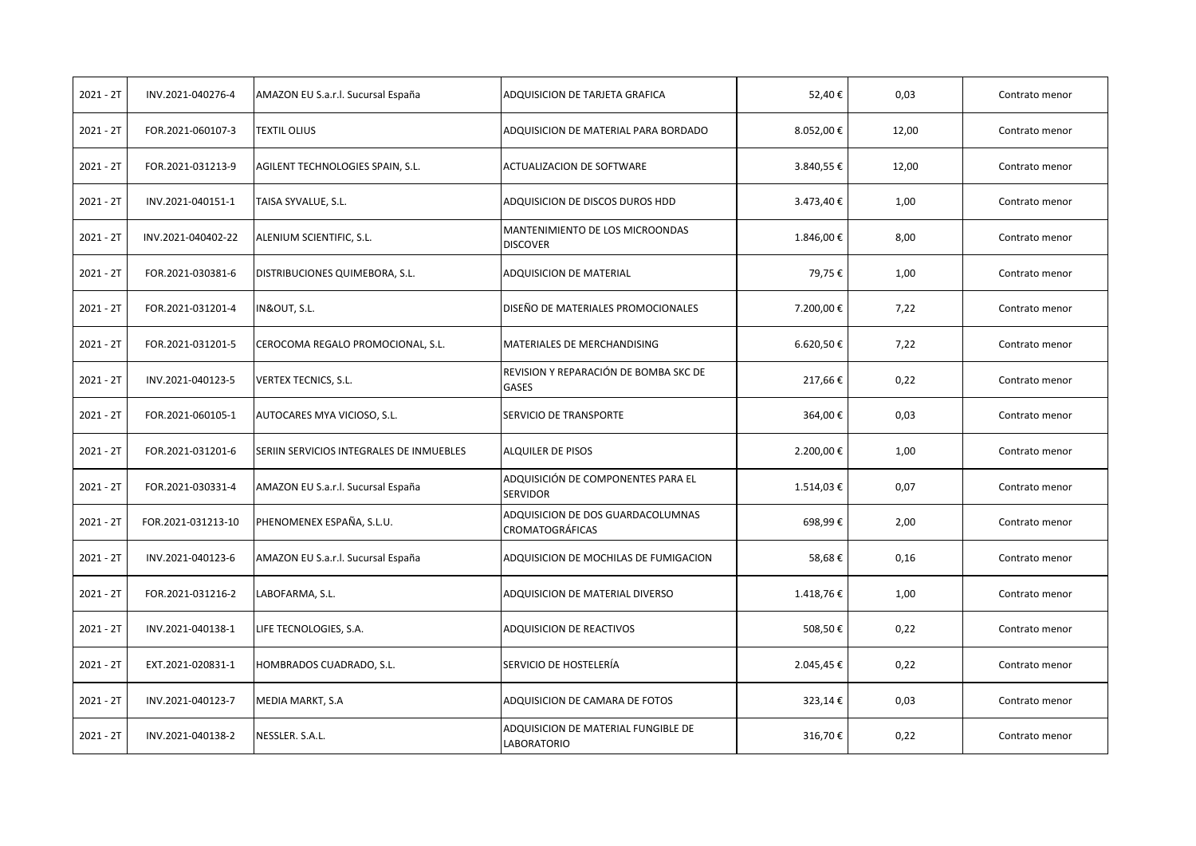| | | | | | | |
|---|---|---|---|---|---|---|
| 2021 - 2T | INV.2021-040276-4 | AMAZON EU S.a.r.l. Sucursal España | ADQUISICION DE TARJETA GRAFICA | 52,40 € | 0,03 | Contrato menor |
| 2021 - 2T | FOR.2021-060107-3 | TEXTIL OLIUS | ADQUISICION DE MATERIAL PARA BORDADO | 8.052,00 € | 12,00 | Contrato menor |
| 2021 - 2T | FOR.2021-031213-9 | AGILENT TECHNOLOGIES SPAIN, S.L. | ACTUALIZACION DE SOFTWARE | 3.840,55 € | 12,00 | Contrato menor |
| 2021 - 2T | INV.2021-040151-1 | TAISA SYVALUE, S.L. | ADQUISICION DE DISCOS DUROS HDD | 3.473,40 € | 1,00 | Contrato menor |
| 2021 - 2T | INV.2021-040402-22 | ALENIUM SCIENTIFIC, S.L. | MANTENIMIENTO DE LOS MICROONDAS DISCOVER | 1.846,00 € | 8,00 | Contrato menor |
| 2021 - 2T | FOR.2021-030381-6 | DISTRIBUCIONES QUIMEBORA, S.L. | ADQUISICION DE MATERIAL | 79,75 € | 1,00 | Contrato menor |
| 2021 - 2T | FOR.2021-031201-4 | IN&OUT, S.L. | DISEÑO DE MATERIALES PROMOCIONALES | 7.200,00 € | 7,22 | Contrato menor |
| 2021 - 2T | FOR.2021-031201-5 | CEROCOMA REGALO PROMOCIONAL, S.L. | MATERIALES DE MERCHANDISING | 6.620,50 € | 7,22 | Contrato menor |
| 2021 - 2T | INV.2021-040123-5 | VERTEX TECNICS, S.L. | REVISION Y REPARACIÓN DE BOMBA SKC DE GASES | 217,66 € | 0,22 | Contrato menor |
| 2021 - 2T | FOR.2021-060105-1 | AUTOCARES MYA VICIOSO, S.L. | SERVICIO DE TRANSPORTE | 364,00 € | 0,03 | Contrato menor |
| 2021 - 2T | FOR.2021-031201-6 | SERIIN SERVICIOS INTEGRALES DE INMUEBLES | ALQUILER DE PISOS | 2.200,00 € | 1,00 | Contrato menor |
| 2021 - 2T | FOR.2021-030331-4 | AMAZON EU S.a.r.l. Sucursal España | ADQUISICIÓN DE COMPONENTES PARA EL SERVIDOR | 1.514,03 € | 0,07 | Contrato menor |
| 2021 - 2T | FOR.2021-031213-10 | PHENOMENEX ESPAÑA, S.L.U. | ADQUISICION DE DOS GUARDACOLUMNAS CROMATOGRÁFICAS | 698,99 € | 2,00 | Contrato menor |
| 2021 - 2T | INV.2021-040123-6 | AMAZON EU S.a.r.l. Sucursal España | ADQUISICION DE MOCHILAS DE FUMIGACION | 58,68 € | 0,16 | Contrato menor |
| 2021 - 2T | FOR.2021-031216-2 | LABOFARMA, S.L. | ADQUISICION DE MATERIAL DIVERSO | 1.418,76 € | 1,00 | Contrato menor |
| 2021 - 2T | INV.2021-040138-1 | LIFE TECNOLOGIES, S.A. | ADQUISICION DE REACTIVOS | 508,50 € | 0,22 | Contrato menor |
| 2021 - 2T | EXT.2021-020831-1 | HOMBRADOS CUADRADO, S.L. | SERVICIO DE HOSTELERÍA | 2.045,45 € | 0,22 | Contrato menor |
| 2021 - 2T | INV.2021-040123-7 | MEDIA MARKT, S.A | ADQUISICION DE CAMARA DE FOTOS | 323,14 € | 0,03 | Contrato menor |
| 2021 - 2T | INV.2021-040138-2 | NESSLER. S.A.L. | ADQUISICION DE MATERIAL FUNGIBLE DE LABORATORIO | 316,70 € | 0,22 | Contrato menor |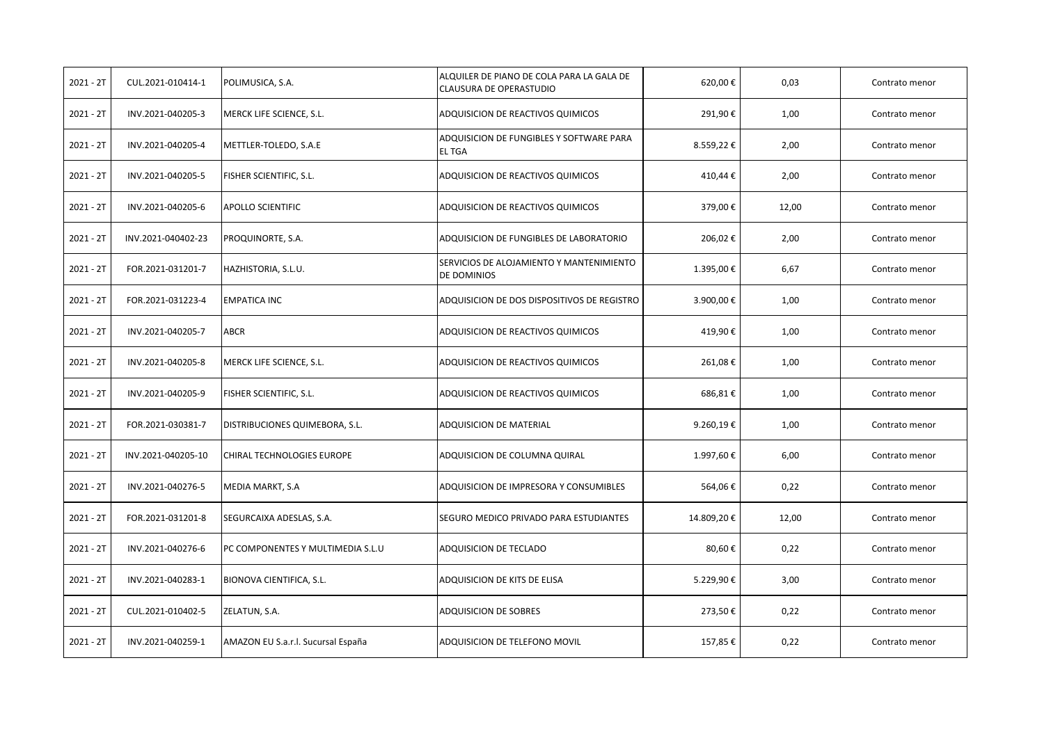| 2021 - 2T | CUL.2021-010414-1 | POLIMUSICA, S.A. | ALQUILER DE PIANO DE COLA PARA LA GALA DE CLAUSURA DE OPERASTUDIO | 620,00 € | 0,03 | Contrato menor |
|---|---|---|---|---|---|---|
| 2021 - 2T | INV.2021-040205-3 | MERCK LIFE SCIENCE, S.L. | ADQUISICION DE REACTIVOS QUIMICOS | 291,90 € | 1,00 | Contrato menor |
| 2021 - 2T | INV.2021-040205-4 | METTLER-TOLEDO, S.A.E | ADQUISICION DE FUNGIBLES Y SOFTWARE PARA EL TGA | 8.559,22 € | 2,00 | Contrato menor |
| 2021 - 2T | INV.2021-040205-5 | FISHER SCIENTIFIC, S.L. | ADQUISICION DE REACTIVOS QUIMICOS | 410,44 € | 2,00 | Contrato menor |
| 2021 - 2T | INV.2021-040205-6 | APOLLO SCIENTIFIC | ADQUISICION DE REACTIVOS QUIMICOS | 379,00 € | 12,00 | Contrato menor |
| 2021 - 2T | INV.2021-040402-23 | PROQUINORTE, S.A. | ADQUISICION DE FUNGIBLES DE LABORATORIO | 206,02 € | 2,00 | Contrato menor |
| 2021 - 2T | FOR.2021-031201-7 | HAZHISTORIA, S.L.U. | SERVICIOS DE ALOJAMIENTO Y MANTENIMIENTO DE DOMINIOS | 1.395,00 € | 6,67 | Contrato menor |
| 2021 - 2T | FOR.2021-031223-4 | EMPATICA INC | ADQUISICION DE DOS DISPOSITIVOS DE REGISTRO | 3.900,00 € | 1,00 | Contrato menor |
| 2021 - 2T | INV.2021-040205-7 | ABCR | ADQUISICION DE REACTIVOS QUIMICOS | 419,90 € | 1,00 | Contrato menor |
| 2021 - 2T | INV.2021-040205-8 | MERCK LIFE SCIENCE, S.L. | ADQUISICION DE REACTIVOS QUIMICOS | 261,08 € | 1,00 | Contrato menor |
| 2021 - 2T | INV.2021-040205-9 | FISHER SCIENTIFIC, S.L. | ADQUISICION DE REACTIVOS QUIMICOS | 686,81 € | 1,00 | Contrato menor |
| 2021 - 2T | FOR.2021-030381-7 | DISTRIBUCIONES QUIMEBORA, S.L. | ADQUISICION DE MATERIAL | 9.260,19 € | 1,00 | Contrato menor |
| 2021 - 2T | INV.2021-040205-10 | CHIRAL TECHNOLOGIES EUROPE | ADQUISICION DE COLUMNA QUIRAL | 1.997,60 € | 6,00 | Contrato menor |
| 2021 - 2T | INV.2021-040276-5 | MEDIA MARKT, S.A | ADQUISICION DE IMPRESORA Y CONSUMIBLES | 564,06 € | 0,22 | Contrato menor |
| 2021 - 2T | FOR.2021-031201-8 | SEGURCAIXA ADESLAS, S.A. | SEGURO MEDICO PRIVADO PARA ESTUDIANTES | 14.809,20 € | 12,00 | Contrato menor |
| 2021 - 2T | INV.2021-040276-6 | PC COMPONENTES Y MULTIMEDIA S.L.U | ADQUISICION DE TECLADO | 80,60 € | 0,22 | Contrato menor |
| 2021 - 2T | INV.2021-040283-1 | BIONOVA CIENTIFICA, S.L. | ADQUISICION DE KITS DE ELISA | 5.229,90 € | 3,00 | Contrato menor |
| 2021 - 2T | CUL.2021-010402-5 | ZELATUN, S.A. | ADQUISICION DE SOBRES | 273,50 € | 0,22 | Contrato menor |
| 2021 - 2T | INV.2021-040259-1 | AMAZON EU S.a.r.l. Sucursal España | ADQUISICION DE TELEFONO MOVIL | 157,85 € | 0,22 | Contrato menor |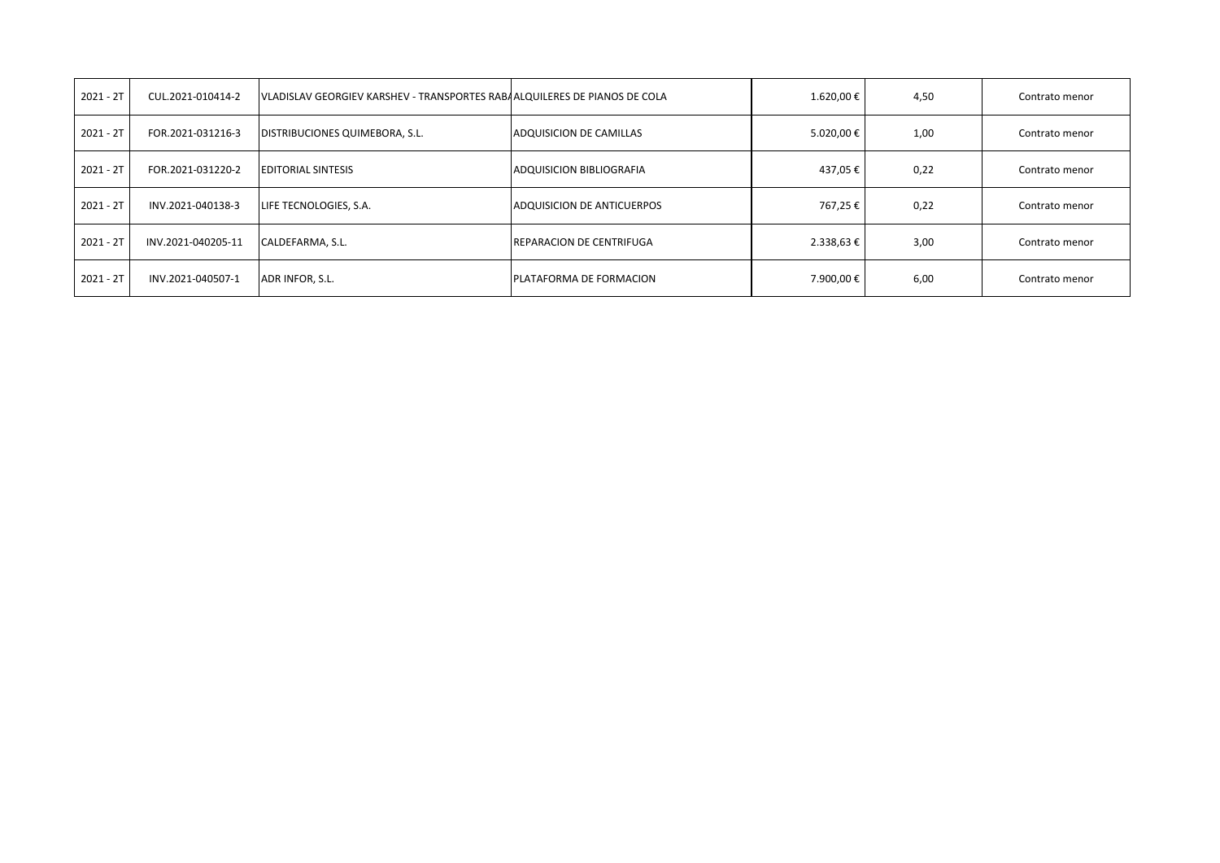| | | | | | | |
|---|---|---|---|---|---|---|
| 2021 - 2T | CUL.2021-010414-2 | VLADISLAV GEORGIEV KARSHEV - TRANSPORTES RABA | ALQUILERES DE PIANOS DE COLA | 1.620,00 € | 4,50 | Contrato menor |
| 2021 - 2T | FOR.2021-031216-3 | DISTRIBUCIONES QUIMEBORA, S.L. | ADQUISICION DE CAMILLAS | 5.020,00 € | 1,00 | Contrato menor |
| 2021 - 2T | FOR.2021-031220-2 | EDITORIAL SINTESIS | ADQUISICION BIBLIOGRAFIA | 437,05 € | 0,22 | Contrato menor |
| 2021 - 2T | INV.2021-040138-3 | LIFE TECNOLOGIES, S.A. | ADQUISICION DE ANTICUERPOS | 767,25 € | 0,22 | Contrato menor |
| 2021 - 2T | INV.2021-040205-11 | CALDEFARMA, S.L. | REPARACION DE CENTRIFUGA | 2.338,63 € | 3,00 | Contrato menor |
| 2021 - 2T | INV.2021-040507-1 | ADR INFOR, S.L. | PLATAFORMA DE FORMACION | 7.900,00 € | 6,00 | Contrato menor |